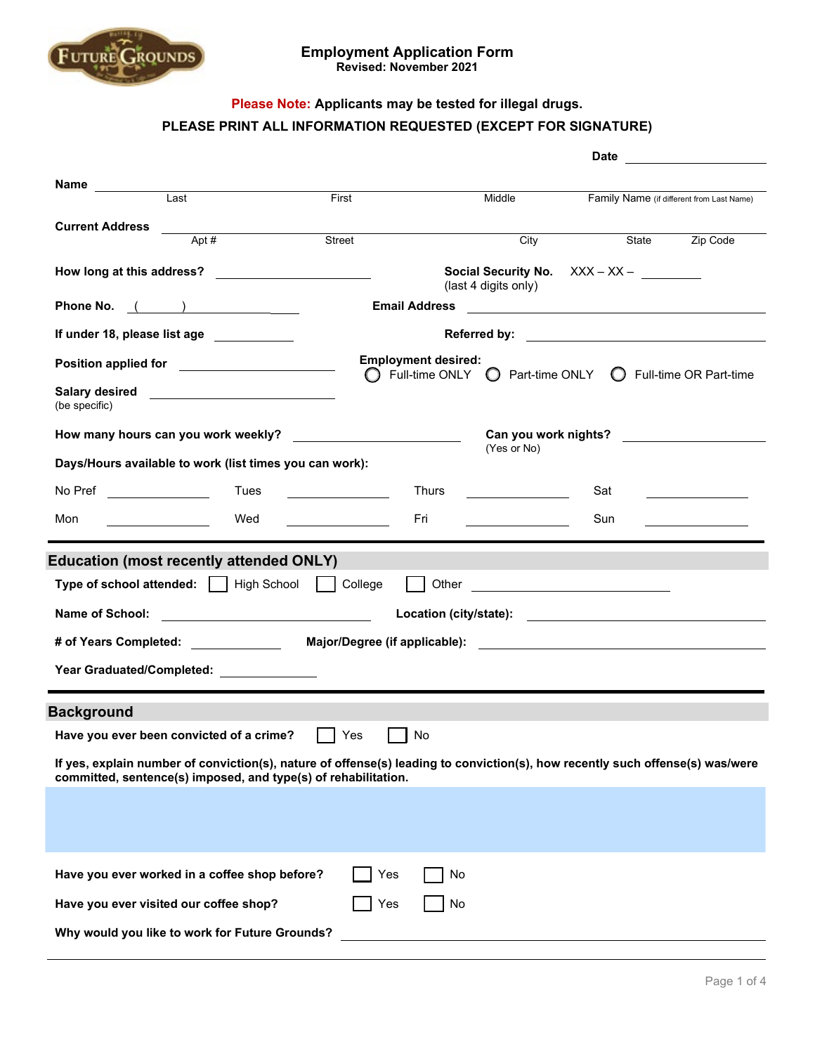# Employment Application Form

**Revised: November 2021**

**Please Note: Applicants may be tested for illegal drugs.**

**PLEASE PRINT ALL INFORMATION REQUESTED (EXCEPT FOR SIGNATURE)**

**Date** ____________

**Name** ____________________________________________
Last | First | Middle | Family Name (if different from Last Name)

**Current Address** ____________________________________________
Apt # | Street | City | State | Zip Code

**How long at this address?** ____________

**Social Security No.** XXX – XX – ______
(last 4 digits only)

**Phone No.** (      ) ____________

**Email Address** ____________

**If under 18, please list age** ____________

**Referred by:** ____________

**Position applied for** ____________

**Employment desired:**
◯ Full-time ONLY ◯ Part-time ONLY ◯ Full-time OR Part-time

**Salary desired** ____________
(be specific)

**How many hours can you work weekly?** ____________

**Can you work nights?** ____________
(Yes or No)

**Days/Hours available to work (list times you can work):**

| | | | | | | | |
|---|---|---|---|---|---|---|---|
| No Pref | ______ | Tues | ______ | Thurs | ______ | Sat | ______ |
| Mon | ______ | Wed | ______ | Fri | ______ | Sun | ______ |

## Education (most recently attended ONLY)

**Type of school attended:** ☐ High School ☐ College ☐ Other ____________

**Name of School:** ____________ **Location (city/state):** ____________

**# of Years Completed:** ____________ **Major/Degree (if applicable):** ____________

**Year Graduated/Completed:** ____________

## Background

**Have you ever been convicted of a crime?** ☐ Yes ☐ No

**If yes, explain number of conviction(s), nature of offense(s) leading to conviction(s), how recently such offense(s) was/were committed, sentence(s) imposed, and type(s) of rehabilitation.**

**Have you ever worked in a coffee shop before?** ☐ Yes ☐ No

**Have you ever visited our coffee shop?** ☐ Yes ☐ No

**Why would you like to work for Future Grounds?** ____________________________________________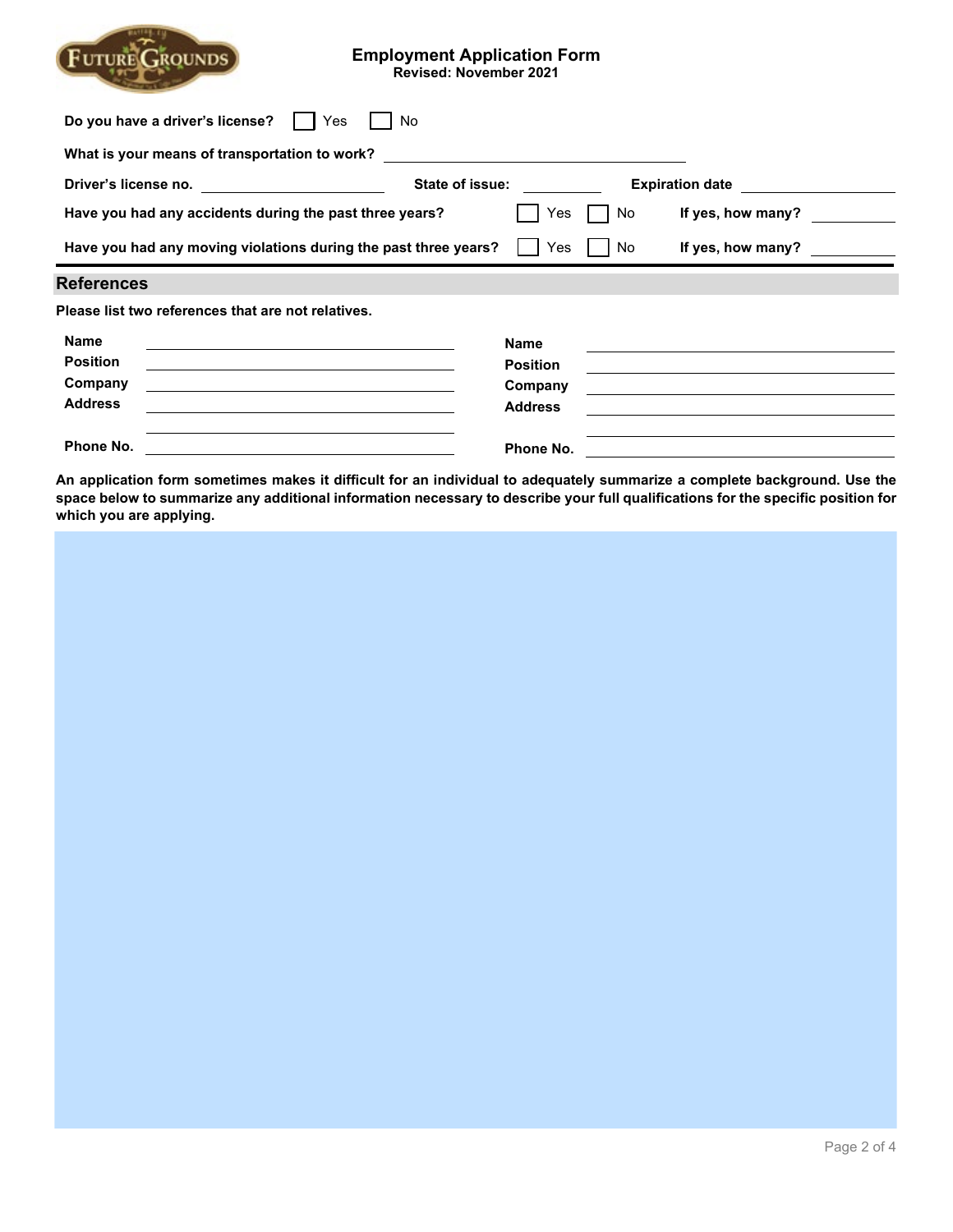**Employment Application Form**
**Revised: November 2021**

**Do you have a driver's license?** ☐ Yes ☐ No

**What is your means of transportation to work?** ______________________

**Driver's license no.** ______________ **State of issue:** ________ **Expiration date** ______________

**Have you had any accidents during the past three years?** ☐ Yes ☐ No **If yes, how many?** ________

**Have you had any moving violations during the past three years?** ☐ Yes ☐ No **If yes, how many?** ________

## References

**Please list two references that are not relatives.**

**Name** ______________________

**Position** ______________________

**Company** ______________________

**Address** ______________________

______________________

**Phone No.** ______________________

**Name** ______________________

**Position** ______________________

**Company** ______________________

**Address** ______________________

______________________

**Phone No.** ______________________

**An application form sometimes makes it difficult for an individual to adequately summarize a complete background. Use the space below to summarize any additional information necessary to describe your full qualifications for the specific position for which you are applying.**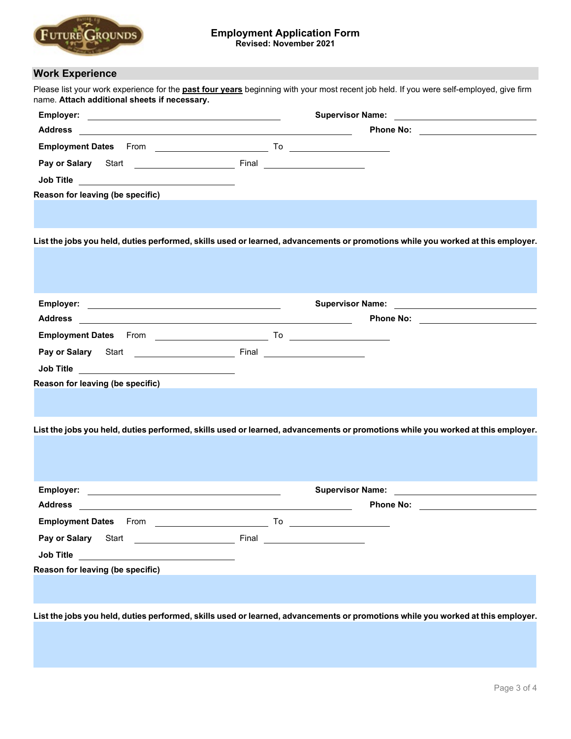# Employment Application Form

**Revised: November 2021**

## Work Experience

Please list your work experience for the **past four years** beginning with your most recent job held. If you were self-employed, give firm name. **Attach additional sheets if necessary.**

**Employer:** ______________________ **Supervisor Name:** ______________________

**Address** ______________________ **Phone No:** ______________________

**Employment Dates** From ______________ To ______________

**Pay or Salary** Start ______________ Final ______________

**Job Title** ______________________

**Reason for leaving (be specific)**

**List the jobs you held, duties performed, skills used or learned, advancements or promotions while you worked at this employer.**

**Employer:** ______________________ **Supervisor Name:** ______________________

**Address** ______________________ **Phone No:** ______________________

**Employment Dates** From ______________ To ______________

**Pay or Salary** Start ______________ Final ______________

**Job Title** ______________________

**Reason for leaving (be specific)**

**List the jobs you held, duties performed, skills used or learned, advancements or promotions while you worked at this employer.**

**Employer:** ______________________ **Supervisor Name:** ______________________

**Address** ______________________ **Phone No:** ______________________

**Employment Dates** From ______________ To ______________

**Pay or Salary** Start ______________ Final ______________

**Job Title** ______________________

**Reason for leaving (be specific)**

**List the jobs you held, duties performed, skills used or learned, advancements or promotions while you worked at this employer.**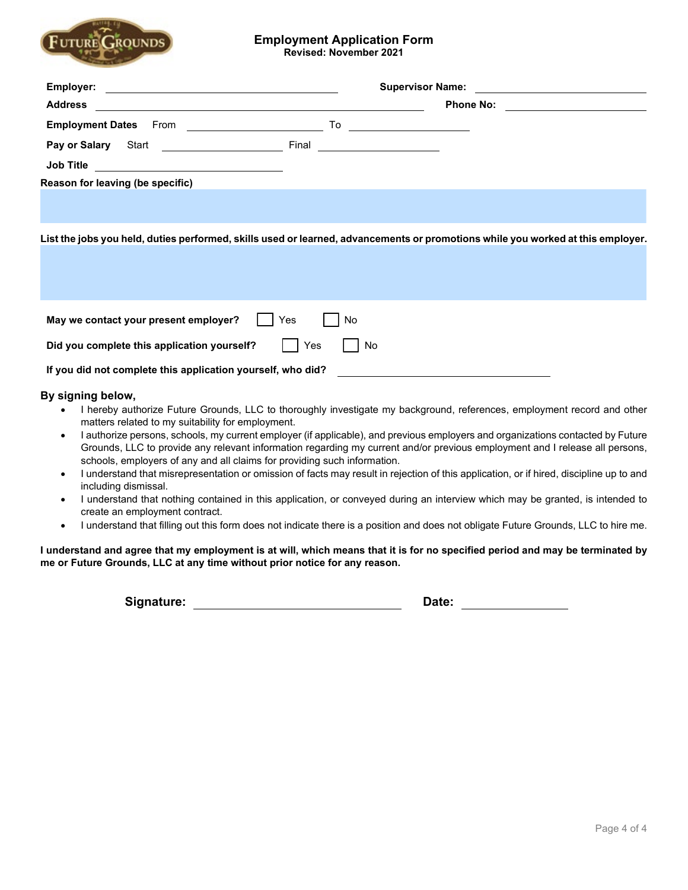# Employment Application Form

**Revised: November 2021**

**Employer:** \_\_\_\_\_\_\_\_\_\_\_\_\_\_\_\_\_\_\_\_\_\_\_\_ **Supervisor Name:** \_\_\_\_\_\_\_\_\_\_\_\_\_\_\_\_\_\_\_\_

**Address** \_\_\_\_\_\_\_\_\_\_\_\_\_\_\_\_\_\_\_\_\_\_\_\_\_\_\_\_\_\_\_\_\_\_\_\_ **Phone No:** \_\_\_\_\_\_\_\_\_\_\_\_\_\_\_\_\_\_

**Employment Dates** From \_\_\_\_\_\_\_\_\_\_\_\_\_\_\_\_ To \_\_\_\_\_\_\_\_\_\_\_\_\_\_\_\_

**Pay or Salary** Start \_\_\_\_\_\_\_\_\_\_\_\_\_\_\_\_ Final \_\_\_\_\_\_\_\_\_\_\_\_\_\_\_\_

**Job Title** \_\_\_\_\_\_\_\_\_\_\_\_\_\_\_\_\_\_\_\_\_\_\_\_

**Reason for leaving (be specific)**

**List the jobs you held, duties performed, skills used or learned, advancements or promotions while you worked at this employer.**

**May we contact your present employer?** ☐ Yes ☐ No

**Did you complete this application yourself?** ☐ Yes ☐ No

**If you did not complete this application yourself, who did?** \_\_\_\_\_\_\_\_\_\_\_\_\_\_\_\_\_\_\_\_\_\_\_\_

## By signing below,

- I hereby authorize Future Grounds, LLC to thoroughly investigate my background, references, employment record and other matters related to my suitability for employment.
- I authorize persons, schools, my current employer (if applicable), and previous employers and organizations contacted by Future Grounds, LLC to provide any relevant information regarding my current and/or previous employment and I release all persons, schools, employers of any and all claims for providing such information.
- I understand that misrepresentation or omission of facts may result in rejection of this application, or if hired, discipline up to and including dismissal.
- I understand that nothing contained in this application, or conveyed during an interview which may be granted, is intended to create an employment contract.
- I understand that filling out this form does not indicate there is a position and does not obligate Future Grounds, LLC to hire me.

**I understand and agree that my employment is at will, which means that it is for no specified period and may be terminated by me or Future Grounds, LLC at any time without prior notice for any reason.**

**Signature:** \_\_\_\_\_\_\_\_\_\_\_\_\_\_\_\_\_\_\_\_\_\_\_\_ **Date:** \_\_\_\_\_\_\_\_\_\_\_\_\_\_\_\_